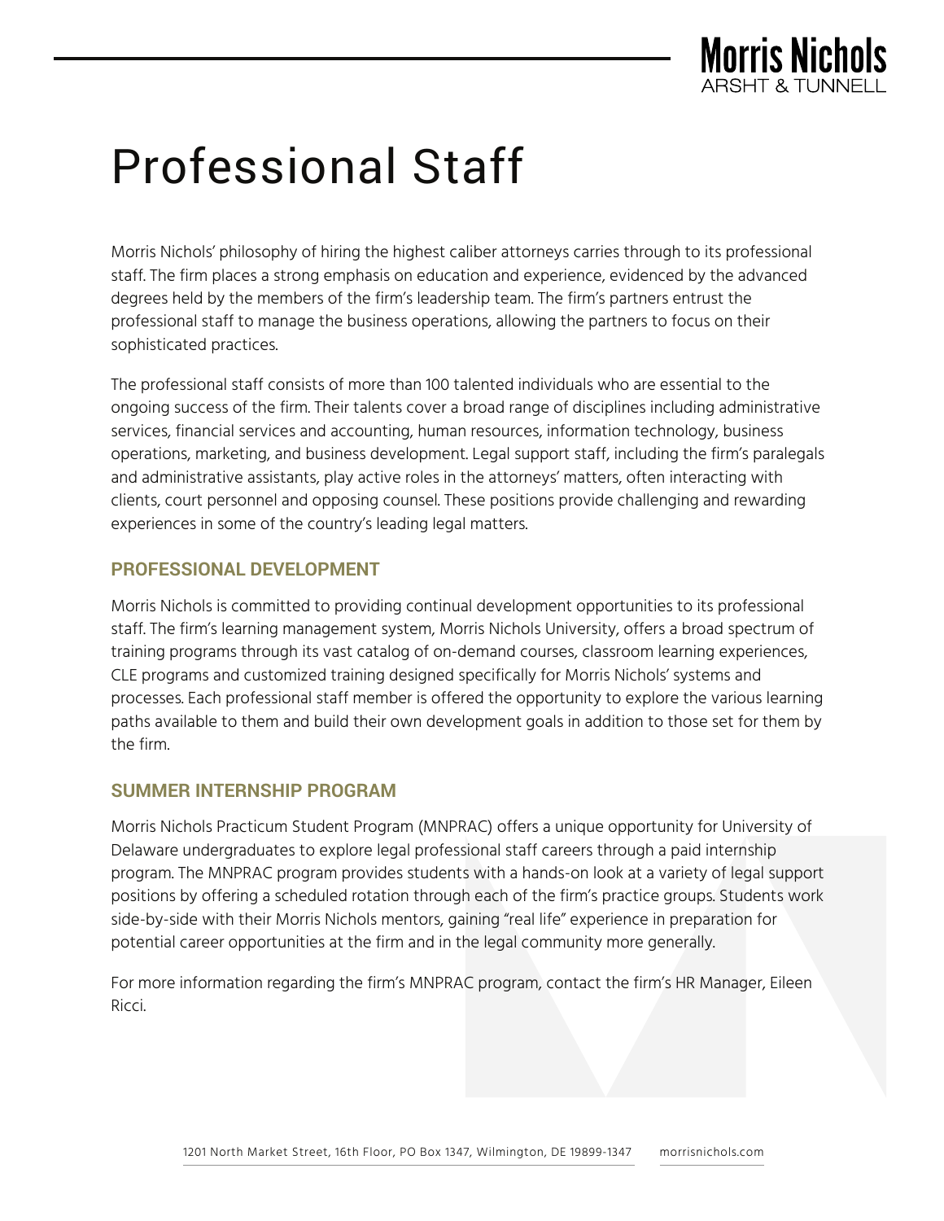# Professional Staff

Morris Nichols' philosophy of hiring the highest caliber attorneys carries through to its professional staff. The firm places a strong emphasis on education and experience, evidenced by the advanced degrees held by the members of the firm's leadership team. The firm's partners entrust the professional staff to manage the business operations, allowing the partners to focus on their sophisticated practices.

The professional staff consists of more than 100 talented individuals who are essential to the ongoing success of the firm. Their talents cover a broad range of disciplines including administrative services, financial services and accounting, human resources, information technology, business operations, marketing, and business development. Legal support staff, including the firm's paralegals and administrative assistants, play active roles in the attorneys' matters, often interacting with clients, court personnel and opposing counsel. These positions provide challenging and rewarding experiences in some of the country's leading legal matters.

## PROFESSIONAL DEVELOPMENT

Morris Nichols is committed to providing continual development opportunities to its professional staff. The firm's learning management system, Morris Nichols University, offers a broad spectrum of training programs through its vast catalog of on-demand courses, classroom learning experiences, CLE programs and customized training designed specifically for Morris Nichols' systems and processes. Each professional staff member is offered the opportunity to explore the various learning paths available to them and build their own development goals in addition to those set for them by the firm.

## SUMMER INTERNSHIP PROGRAM

Morris Nichols Practicum Student Program (MNPRAC) offers a unique opportunity for University of Delaware undergraduates to explore legal professional staff careers through a paid internship program. The MNPRAC program provides students with a hands-on look at a variety of legal support positions by offering a scheduled rotation through each of the firm's practice groups. Students work side-by-side with their Morris Nichols mentors, gaining "real life" experience in preparation for potential career opportunities at the firm and in the legal community more generally.

For more information regarding the firm's MNPRAC program, contact the firm's HR Manager, Eileen Ricci.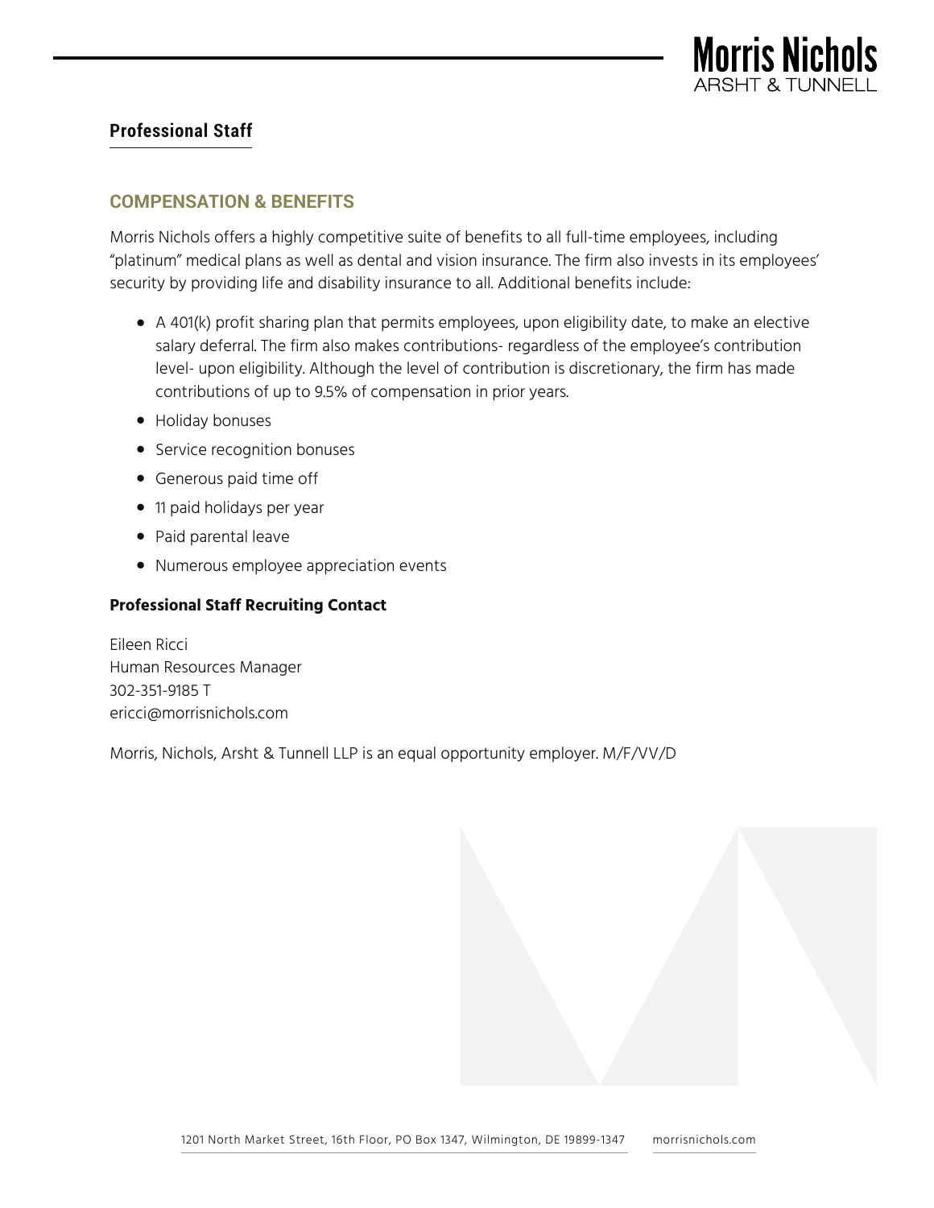## Professional Staff

### COMPENSATION & BENEFITS

Morris Nichols offers a highly competitive suite of benefits to all full-time employees, including "platinum" medical plans as well as dental and vision insurance. The firm also invests in its employees' security by providing life and disability insurance to all. Additional benefits include:

- A 401(k) profit sharing plan that permits employees, upon eligibility date, to make an elective salary deferral. The firm also makes contributions- regardless of the employee's contribution level- upon eligibility. Although the level of contribution is discretionary, the firm has made contributions of up to 9.5% of compensation in prior years.
- Holiday bonuses
- Service recognition bonuses
- Generous paid time off
- 11 paid holidays per year
- Paid parental leave
- Numerous employee appreciation events

**Professional Staff Recruiting Contact**

Eileen Ricci
Human Resources Manager
302-351-9185 T
ericci@morrisnichols.com

Morris, Nichols, Arsht & Tunnell LLP is an equal opportunity employer. M/F/VV/D